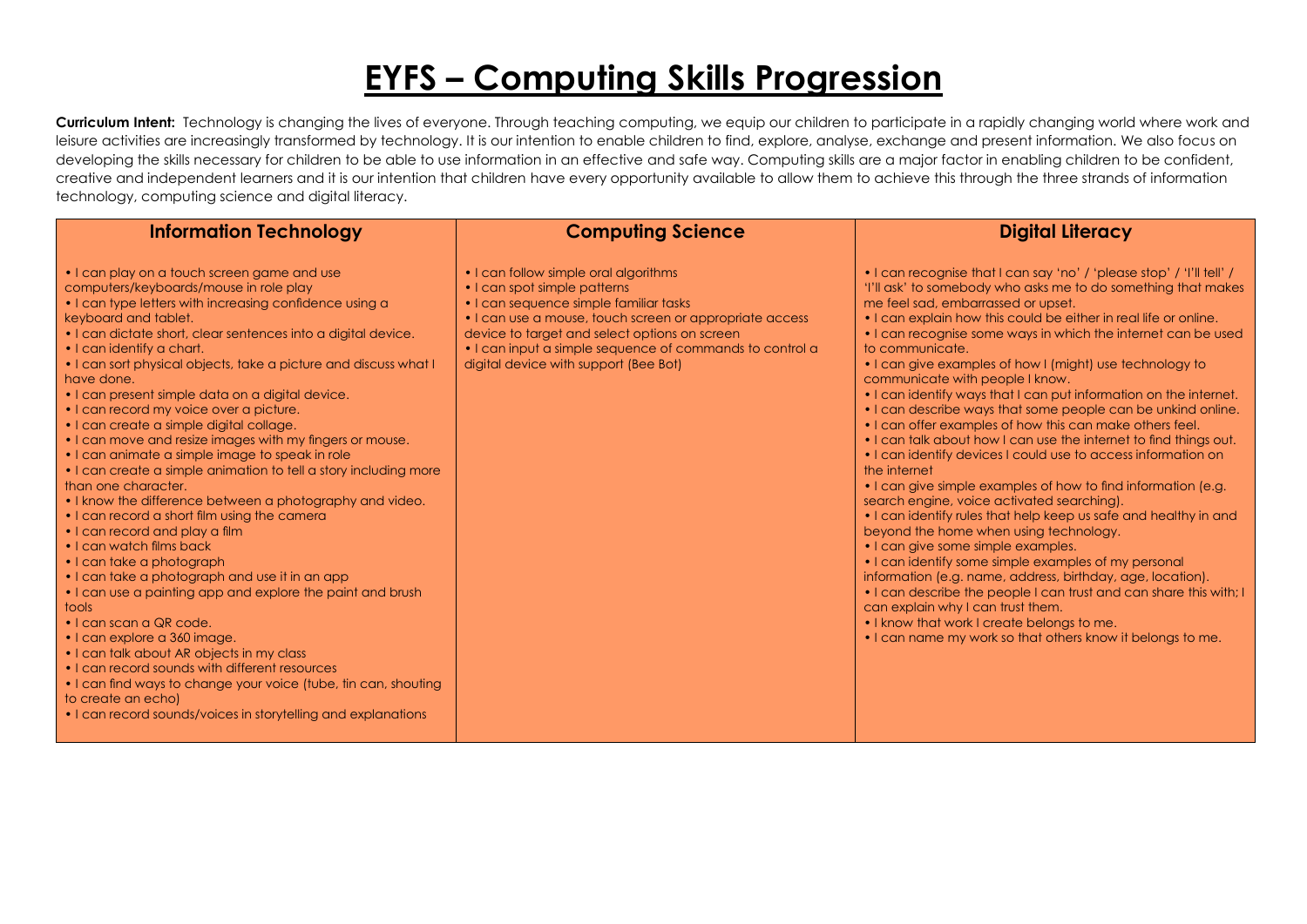# EYFS – Computing Skills Progression

**Curriculum Intent:** Technology is changing the lives of everyone. Through teaching computing, we equip our children to participate in a rapidly changing world where work and leisure activities are increasingly transformed by technology. It is our intention to enable children to find, explore, analyse, exchange and present information. We also focus on developing the skills necessary for children to be able to use information in an effective and safe way. Computing skills are a major factor in enabling children to be confident, creative and independent learners and it is our intention that children have every opportunity available to allow them to achieve this through the three strands of information technology, computing science and digital literacy.

| Information Technology | Computing Science | Digital Literacy |
| --- | --- | --- |
| • I can play on a touch screen game and use computers/keyboards/mouse in role play<br>• I can type letters with increasing confidence using a keyboard and tablet.<br>• I can dictate short, clear sentences into a digital device.<br>• I can identify a chart.<br>• I can sort physical objects, take a picture and discuss what I have done.<br>• I can present simple data on a digital device.<br>• I can record my voice over a picture.<br>• I can create a simple digital collage.<br>• I can move and resize images with my fingers or mouse.<br>• I can animate a simple image to speak in role<br>• I can create a simple animation to tell a story including more than one character.<br>• I know the difference between a photography and video.<br>• I can record a short film using the camera<br>• I can record and play a film<br>• I can watch films back<br>• I can take a photograph<br>• I can take a photograph and use it in an app<br>• I can use a painting app and explore the paint and brush tools<br>• I can scan a QR code.<br>• I can explore a 360 image.<br>• I can talk about AR objects in my class<br>• I can record sounds with different resources<br>• I can find ways to change your voice (tube, tin can, shouting to create an echo)<br>• I can record sounds/voices in storytelling and explanations | • I can follow simple oral algorithms<br>• I can spot simple patterns<br>• I can sequence simple familiar tasks<br>• I can use a mouse, touch screen or appropriate access device to target and select options on screen<br>• I can input a simple sequence of commands to control a digital device with support (Bee Bot) | • I can recognise that I can say 'no' / 'please stop' / 'I'll tell' / 'I'll ask' to somebody who asks me to do something that makes me feel sad, embarrassed or upset.<br>• I can explain how this could be either in real life or online.<br>• I can recognise some ways in which the internet can be used to communicate.<br>• I can give examples of how I (might) use technology to communicate with people I know.<br>• I can identify ways that I can put information on the internet.<br>• I can describe ways that some people can be unkind online.<br>• I can offer examples of how this can make others feel.<br>• I can talk about how I can use the internet to find things out.<br>• I can identify devices I could use to access information on the internet<br>• I can give simple examples of how to find information (e.g. search engine, voice activated searching).<br>• I can identify rules that help keep us safe and healthy in and beyond the home when using technology.<br>• I can give some simple examples.<br>• I can identify some simple examples of my personal information (e.g. name, address, birthday, age, location).<br>• I can describe the people I can trust and can share this with; I can explain why I can trust them.<br>• I know that work I create belongs to me.<br>• I can name my work so that others know it belongs to me. |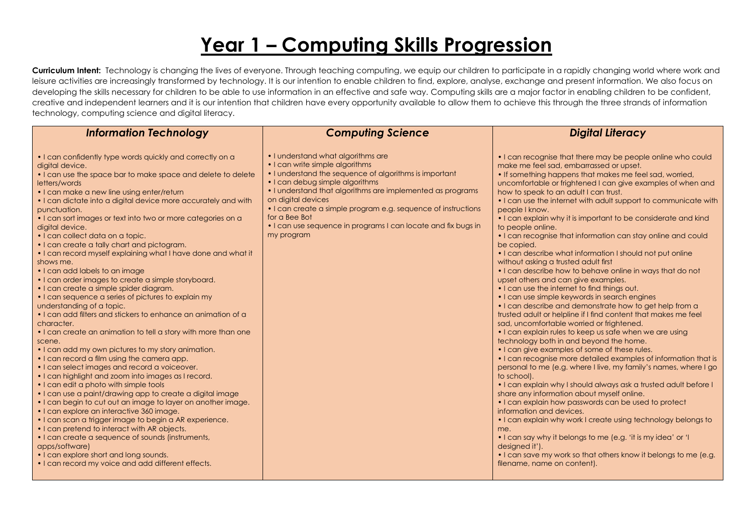# Year 1 – Computing Skills Progression

**Curriculum Intent:** Technology is changing the lives of everyone. Through teaching computing, we equip our children to participate in a rapidly changing world where work and leisure activities are increasingly transformed by technology. It is our intention to enable children to find, explore, analyse, exchange and present information. We also focus on developing the skills necessary for children to be able to use information in an effective and safe way. Computing skills are a major factor in enabling children to be confident, creative and independent learners and it is our intention that children have every opportunity available to allow them to achieve this through the three strands of information technology, computing science and digital literacy.

| *Information Technology* | *Computing Science* | *Digital Literacy* |
|---|---|---|
| • I can confidently type words quickly and correctly on a digital device.<br>• I can use the space bar to make space and delete to delete letters/words<br>• I can make a new line using enter/return<br>• I can dictate into a digital device more accurately and with punctuation.<br>• I can sort images or text into two or more categories on a digital device.<br>• I can collect data on a topic.<br>• I can create a tally chart and pictogram.<br>• I can record myself explaining what I have done and what it shows me.<br>• I can add labels to an image<br>• I can order images to create a simple storyboard.<br>• I can create a simple spider diagram.<br>• I can sequence a series of pictures to explain my understanding of a topic.<br>• I can add filters and stickers to enhance an animation of a character.<br>• I can create an animation to tell a story with more than one scene.<br>• I can add my own pictures to my story animation.<br>• I can record a film using the camera app.<br>• I can select images and record a voiceover.<br>• I can highlight and zoom into images as I record.<br>• I can edit a photo with simple tools<br>• I can use a paint/drawing app to create a digital image<br>• I can begin to cut out an image to layer on another image.<br>• I can explore an interactive 360 image.<br>• I can scan a trigger image to begin a AR experience.<br>• I can pretend to interact with AR objects.<br>• I can create a sequence of sounds (instruments, apps/software)<br>• I can explore short and long sounds.<br>• I can record my voice and add different effects. | • I understand what algorithms are<br>• I can write simple algorithms<br>• I understand the sequence of algorithms is important<br>• I can debug simple algorithms<br>• I understand that algorithms are implemented as programs on digital devices<br>• I can create a simple program e.g. sequence of instructions for a Bee Bot<br>• I can use sequence in programs I can locate and fix bugs in my program | • I can recognise that there may be people online who could make me feel sad, embarrassed or upset.<br>• If something happens that makes me feel sad, worried, uncomfortable or frightened I can give examples of when and how to speak to an adult I can trust.<br>• I can use the internet with adult support to communicate with people I know.<br>• I can explain why it is important to be considerate and kind to people online.<br>• I can recognise that information can stay online and could be copied.<br>• I can describe what information I should not put online without asking a trusted adult first<br>• I can describe how to behave online in ways that do not upset others and can give examples.<br>• I can use the internet to find things out.<br>• I can use simple keywords in search engines<br>• I can describe and demonstrate how to get help from a trusted adult or helpline if I find content that makes me feel sad, uncomfortable worried or frightened.<br>• I can explain rules to keep us safe when we are using technology both in and beyond the home.<br>• I can give examples of some of these rules.<br>• I can recognise more detailed examples of information that is personal to me (e.g. where I live, my family's names, where I go to school).<br>• I can explain why I should always ask a trusted adult before I share any information about myself online.<br>• I can explain how passwords can be used to protect information and devices.<br>• I can explain why work I create using technology belongs to me.<br>• I can say why it belongs to me (e.g. 'it is my idea' or 'I designed it').<br>• I can save my work so that others know it belongs to me (e.g. filename, name on content). |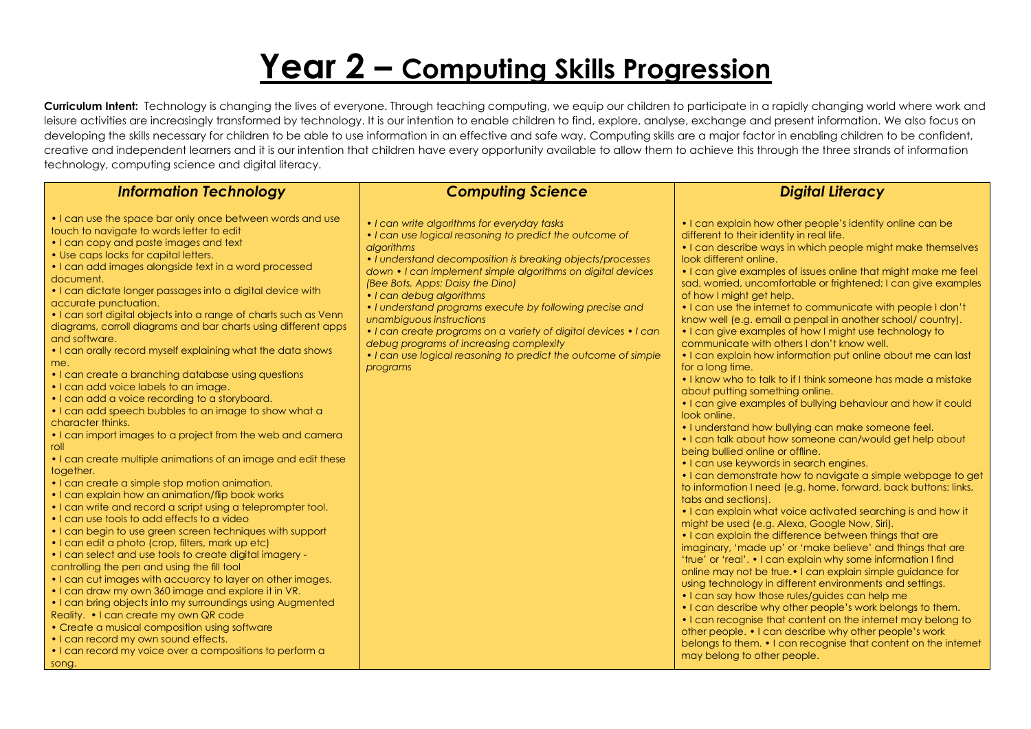# Year 2 – Computing Skills Progression

**Curriculum Intent:** Technology is changing the lives of everyone. Through teaching computing, we equip our children to participate in a rapidly changing world where work and leisure activities are increasingly transformed by technology. It is our intention to enable children to find, explore, analyse, exchange and present information. We also focus on developing the skills necessary for children to be able to use information in an effective and safe way. Computing skills are a major factor in enabling children to be confident, creative and independent learners and it is our intention that children have every opportunity available to allow them to achieve this through the three strands of information technology, computing science and digital literacy.

## *Information Technology*

- I can use the space bar only once between words and use touch to navigate to words letter to edit
- I can copy and paste images and text
- Use caps locks for capital letters.
- I can add images alongside text in a word processed document.
- I can dictate longer passages into a digital device with accurate punctuation.
- I can sort digital objects into a range of charts such as Venn diagrams, carroll diagrams and bar charts using different apps and software.
- I can orally record myself explaining what the data shows me.
- I can create a branching database using questions
- I can add voice labels to an image.
- I can add a voice recording to a storyboard.
- I can add speech bubbles to an image to show what a character thinks.
- I can import images to a project from the web and camera roll
- I can create multiple animations of an image and edit these together.
- I can create a simple stop motion animation.
- I can explain how an animation/flip book works
- I can write and record a script using a teleprompter tool.
- I can use tools to add effects to a video
- I can begin to use green screen techniques with support
- I can edit a photo (crop, filters, mark up etc)
- I can select and use tools to create digital imagery - controlling the pen and using the fill tool
- I can cut images with accuarcy to layer on other images.
- I can draw my own 360 image and explore it in VR.
- I can bring objects into my surroundings using Augmented Reality. • I can create my own QR code
- Create a musical composition using software
- I can record my own sound effects.
- I can record my voice over a compositions to perform a song.

## *Computing Science*

- *I can write algorithms for everyday tasks*
- *I can use logical reasoning to predict the outcome of algorithms*
- *I understand decomposition is breaking objects/processes down • I can implement simple algorithms on digital devices (Bee Bots, Apps: Daisy the Dino)*
- *I can debug algorithms*
- *I understand programs execute by following precise and unambiguous instructions*
- *I can create programs on a variety of digital devices • I can debug programs of increasing complexity*
- *I can use logical reasoning to predict the outcome of simple programs*

## *Digital Literacy*

- I can explain how other people's identity online can be different to their identity in real life.
- I can describe ways in which people might make themselves look different online.
- I can give examples of issues online that might make me feel sad, worried, uncomfortable or frightened; I can give examples of how I might get help.
- I can use the internet to communicate with people I don't know well (e.g. email a penpal in another school/ country).
- I can give examples of how I might use technology to communicate with others I don't know well.
- I can explain how information put online about me can last for a long time.
- I know who to talk to if I think someone has made a mistake about putting something online.
- I can give examples of bullying behaviour and how it could look online.
- I understand how bullying can make someone feel.
- I can talk about how someone can/would get help about being bullied online or offline.
- I can use keywords in search engines.
- I can demonstrate how to navigate a simple webpage to get to information I need (e.g. home, forward, back buttons; links, tabs and sections).
- I can explain what voice activated searching is and how it might be used (e.g. Alexa, Google Now, Siri).
- I can explain the difference between things that are imaginary, 'made up' or 'make believe' and things that are 'true' or 'real'. • I can explain why some information I find online may not be true.• I can explain simple guidance for using technology in different environments and settings.
- I can say how those rules/guides can help me
- I can describe why other people's work belongs to them.
- I can recognise that content on the internet may belong to other people. • I can describe why other people's work belongs to them. • I can recognise that content on the internet may belong to other people.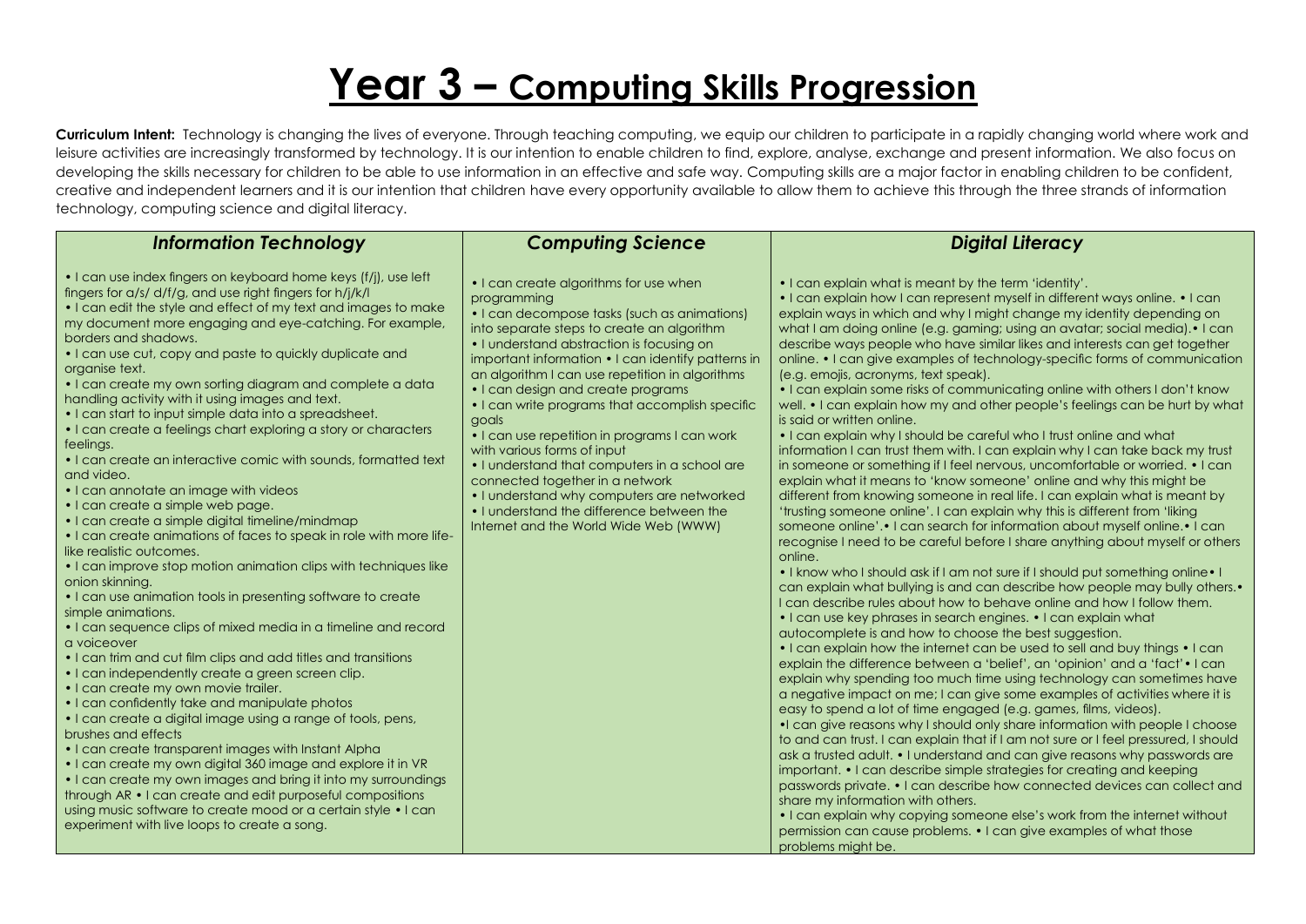# Year 3 – Computing Skills Progression

**Curriculum Intent:** Technology is changing the lives of everyone. Through teaching computing, we equip our children to participate in a rapidly changing world where work and leisure activities are increasingly transformed by technology. It is our intention to enable children to find, explore, analyse, exchange and present information. We also focus on developing the skills necessary for children to be able to use information in an effective and safe way. Computing skills are a major factor in enabling children to be confident, creative and independent learners and it is our intention that children have every opportunity available to allow them to achieve this through the three strands of information technology, computing science and digital literacy.

| *Information Technology* | *Computing Science* | *Digital Literacy* |
| --- | --- | --- |
| • I can use index fingers on keyboard home keys (f/j), use left fingers for a/s/ d/f/g, and use right fingers for h/j/k/l<br>• I can edit the style and effect of my text and images to make my document more engaging and eye-catching. For example, borders and shadows.<br>• I can use cut, copy and paste to quickly duplicate and organise text.<br>• I can create my own sorting diagram and complete a data handling activity with it using images and text.<br>• I can start to input simple data into a spreadsheet.<br>• I can create a feelings chart exploring a story or characters feelings.<br>• I can create an interactive comic with sounds, formatted text and video.<br>• I can annotate an image with videos<br>• I can create a simple web page.<br>• I can create a simple digital timeline/mindmap<br>• I can create animations of faces to speak in role with more life-like realistic outcomes.<br>• I can improve stop motion animation clips with techniques like onion skinning.<br>• I can use animation tools in presenting software to create simple animations.<br>• I can sequence clips of mixed media in a timeline and record a voiceover<br>• I can trim and cut film clips and add titles and transitions<br>• I can independently create a green screen clip.<br>• I can create my own movie trailer.<br>• I can confidently take and manipulate photos<br>• I can create a digital image using a range of tools, pens, brushes and effects<br>• I can create transparent images with Instant Alpha<br>• I can create my own digital 360 image and explore it in VR<br>• I can create my own images and bring it into my surroundings through AR • I can create and edit purposeful compositions using music software to create mood or a certain style • I can experiment with live loops to create a song. | • I can create algorithms for use when programming<br>• I can decompose tasks (such as animations) into separate steps to create an algorithm<br>• I understand abstraction is focusing on important information • I can identify patterns in an algorithm I can use repetition in algorithms<br>• I can design and create programs<br>• I can write programs that accomplish specific goals<br>• I can use repetition in programs I can work with various forms of input<br>• I understand that computers in a school are connected together in a network<br>• I understand why computers are networked<br>• I understand the difference between the Internet and the World Wide Web (WWW) | • I can explain what is meant by the term 'identity'.<br>• I can explain how I can represent myself in different ways online. • I can explain ways in which and why I might change my identity depending on what I am doing online (e.g. gaming; using an avatar; social media).• I can describe ways people who have similar likes and interests can get together online. • I can give examples of technology-specific forms of communication (e.g. emojis, acronyms, text speak).<br>• I can explain some risks of communicating online with others I don't know well. • I can explain how my and other people's feelings can be hurt by what is said or written online.<br>• I can explain why I should be careful who I trust online and what information I can trust them with. I can explain why I can take back my trust in someone or something if I feel nervous, uncomfortable or worried. • I can explain what it means to 'know someone' online and why this might be different from knowing someone in real life. I can explain what is meant by 'trusting someone online'. I can explain why this is different from 'liking someone online'.• I can search for information about myself online.• I can recognise I need to be careful before I share anything about myself or others online.<br>• I know who I should ask if I am not sure if I should put something online• I can explain what bullying is and can describe how people may bully others.• I can describe rules about how to behave online and how I follow them.<br>• I can use key phrases in search engines. • I can explain what autocomplete is and how to choose the best suggestion.<br>• I can explain how the internet can be used to sell and buy things • I can explain the difference between a 'belief', an 'opinion' and a 'fact'• I can explain why spending too much time using technology can sometimes have a negative impact on me; I can give some examples of activities where it is easy to spend a lot of time engaged (e.g. games, films, videos).<br>•I can give reasons why I should only share information with people I choose to and can trust. I can explain that if I am not sure or I feel pressured, I should ask a trusted adult. • I understand and can give reasons why passwords are important. • I can describe simple strategies for creating and keeping passwords private. • I can describe how connected devices can collect and share my information with others.<br>• I can explain why copying someone else's work from the internet without permission can cause problems. • I can give examples of what those problems might be. |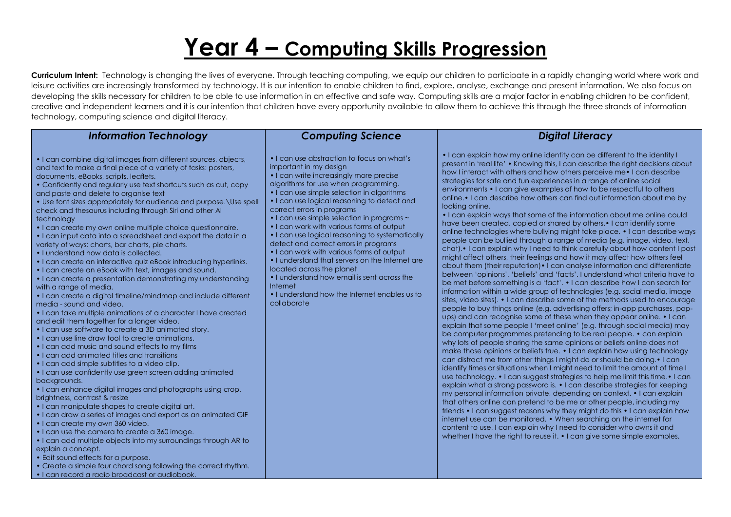# Year 4 – Computing Skills Progression

**Curriculum Intent:** Technology is changing the lives of everyone. Through teaching computing, we equip our children to participate in a rapidly changing world where work and leisure activities are increasingly transformed by technology. It is our intention to enable children to find, explore, analyse, exchange and present information. We also focus on developing the skills necessary for children to be able to use information in an effective and safe way. Computing skills are a major factor in enabling children to be confident, creative and independent learners and it is our intention that children have every opportunity available to allow them to achieve this through the three strands of information technology, computing science and digital literacy.

## *Information Technology*

- I can combine digital images from different sources, objects, and text to make a final piece of a variety of tasks: posters, documents, eBooks, scripts, leaflets.
- Confidently and regularly use text shortcuts such as cut, copy and paste and delete to organise text
- Use font sizes appropriately for audience and purpose.\Use spell check and thesaurus including through Siri and other AI technology
- I can create my own online multiple choice questionnaire.
- I can input data into a spreadsheet and export the data in a variety of ways: charts, bar charts, pie charts.
- I understand how data is collected.
- I can create an interactive quiz eBook introducing hyperlinks.
- I can create an eBook with text, images and sound.
- I can create a presentation demonstrating my understanding with a range of media.
- I can create a digital timeline/mindmap and include different media - sound and video.
- I can take multiple animations of a character I have created and edit them together for a longer video.
- I can use software to create a 3D animated story.
- I can use line draw tool to create animations.
- I can add music and sound effects to my films
- I can add animated titles and transitions
- I can add simple subtitles to a video clip.
- I can use confidently use green screen adding animated backgrounds.
- I can enhance digital images and photographs using crop, brightness, contrast & resize
- I can manipulate shapes to create digital art.
- I can draw a series of images and export as an animated GIF
- I can create my own 360 video.
- I can use the camera to create a 360 image.
- I can add multiple objects into my surroundings through AR to explain a concept.
- Edit sound effects for a purpose.
- Create a simple four chord song following the correct rhythm.
- I can record a radio broadcast or audiobook.

## *Computing Science*

- I can use abstraction to focus on what's important in my design
- I can write increasingly more precise algorithms for use when programming.
- I can use simple selection in algorithms
- I can use logical reasoning to detect and correct errors in programs
- I can use simple selection in programs ~
- I can work with various forms of output
- I can use logical reasoning to systematically detect and correct errors in programs
- I can work with various forms of output
- I understand that servers on the Internet are located across the planet
- I understand how email is sent across the Internet
- I understand how the Internet enables us to collaborate

## *Digital Literacy*

• I can explain how my online identity can be different to the identity I present in 'real life' • Knowing this, I can describe the right decisions about how I interact with others and how others perceive me• I can describe strategies for safe and fun experiences in a range of online social environments • I can give examples of how to be respectful to others online.• I can describe how others can find out information about me by looking online.

• I can explain ways that some of the information about me online could have been created, copied or shared by others.• I can identify some online technologies where bullying might take place. • I can describe ways people can be bullied through a range of media (e.g. image, video, text, chat).• I can explain why I need to think carefully about how content I post might affect others, their feelings and how it may affect how others feel about them (their reputation)• I can analyse information and differentiate between 'opinions', 'beliefs' and 'facts'. I understand what criteria have to be met before something is a 'fact'. • I can describe how I can search for information within a wide group of technologies (e.g. social media, image sites, video sites). • I can describe some of the methods used to encourage people to buy things online (e.g. advertising offers; in-app purchases, pop-ups) and can recognise some of these when they appear online. • I can explain that some people I 'meet online' (e.g. through social media) may be computer programmes pretending to be real people. • can explain why lots of people sharing the same opinions or beliefs online does not make those opinions or beliefs true. • I can explain how using technology can distract me from other things I might do or should be doing.• I can identify times or situations when I might need to limit the amount of time I use technology. • I can suggest strategies to help me limit this time.• I can explain what a strong password is. • I can describe strategies for keeping my personal information private, depending on context. • I can explain that others online can pretend to be me or other people, including my friends • I can suggest reasons why they might do this • I can explain how internet use can be monitored. • When searching on the internet for content to use, I can explain why I need to consider who owns it and whether I have the right to reuse it. • I can give some simple examples.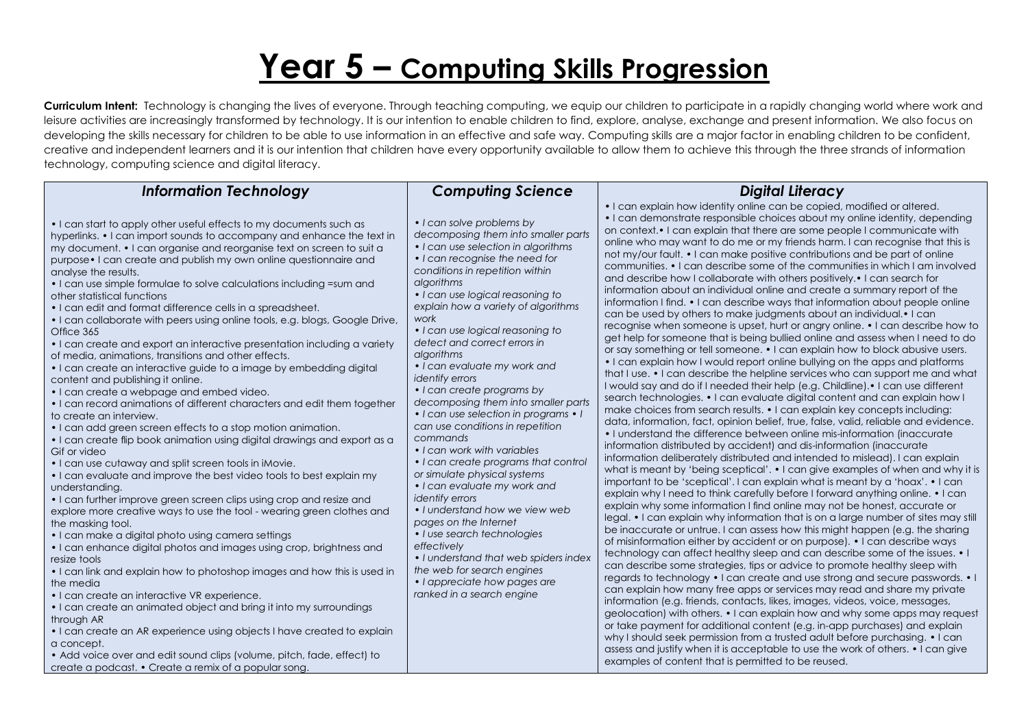# Year 5 – Computing Skills Progression

**Curriculum Intent:** Technology is changing the lives of everyone. Through teaching computing, we equip our children to participate in a rapidly changing world where work and leisure activities are increasingly transformed by technology. It is our intention to enable children to find, explore, analyse, exchange and present information. We also focus on developing the skills necessary for children to be able to use information in an effective and safe way. Computing skills are a major factor in enabling children to be confident, creative and independent learners and it is our intention that children have every opportunity available to allow them to achieve this through the three strands of information technology, computing science and digital literacy.

| *Information Technology* | *Computing Science* | *Digital Literacy* |
|---|---|---|
| • I can start to apply other useful effects to my documents such as hyperlinks. • I can import sounds to accompany and enhance the text in my document. • I can organise and reorganise text on screen to suit a purpose• I can create and publish my own online questionnaire and analyse the results.<br>• I can use simple formulae to solve calculations including =sum and other statistical functions<br>• I can edit and format difference cells in a spreadsheet.<br>• I can collaborate with peers using online tools, e.g. blogs, Google Drive, Office 365<br>• I can create and export an interactive presentation including a variety of media, animations, transitions and other effects.<br>• I can create an interactive guide to a image by embedding digital content and publishing it online.<br>• I can create a webpage and embed video.<br>• I can record animations of different characters and edit them together to create an interview.<br>• I can add green screen effects to a stop motion animation.<br>• I can create flip book animation using digital drawings and export as a Gif or video<br>• I can use cutaway and split screen tools in iMovie.<br>• I can evaluate and improve the best video tools to best explain my understanding.<br>• I can further improve green screen clips using crop and resize and explore more creative ways to use the tool - wearing green clothes and the masking tool.<br>• I can make a digital photo using camera settings<br>• I can enhance digital photos and images using crop, brightness and resize tools<br>• I can link and explain how to photoshop images and how this is used in the media<br>• I can create an interactive VR experience.<br>• I can create an animated object and bring it into my surroundings through AR<br>• I can create an AR experience using objects I have created to explain a concept.<br>• Add voice over and edit sound clips (volume, pitch, fade, effect) to create a podcast. • Create a remix of a popular song. | *• I can solve problems by decomposing them into smaller parts*<br>*• I can use selection in algorithms*<br>*• I can recognise the need for conditions in repetition within algorithms*<br>*• I can use logical reasoning to explain how a variety of algorithms work*<br>*• I can use logical reasoning to detect and correct errors in algorithms*<br>*• I can evaluate my work and identify errors*<br>*• I can create programs by decomposing them into smaller parts*<br>*• I can use selection in programs • I can use conditions in repetition commands*<br>*• I can work with variables*<br>*• I can create programs that control or simulate physical systems*<br>*• I can evaluate my work and identify errors*<br>*• I understand how we view web pages on the Internet*<br>*• I use search technologies effectively*<br>*• I understand that web spiders index the web for search engines*<br>*• I appreciate how pages are ranked in a search engine* | • I can explain how identity online can be copied, modified or altered.<br>• I can demonstrate responsible choices about my online identity, depending on context.• I can explain that there are some people I communicate with online who may want to do me or my friends harm. I can recognise that this is not my/our fault. • I can make positive contributions and be part of online communities. • I can describe some of the communities in which I am involved and describe how I collaborate with others positively.• I can search for information about an individual online and create a summary report of the information I find. • I can describe ways that information about people online can be used by others to make judgments about an individual.• I can recognise when someone is upset, hurt or angry online. • I can describe how to get help for someone that is being bullied online and assess when I need to do or say something or tell someone. • I can explain how to block abusive users.<br>• I can explain how I would report online bullying on the apps and platforms that I use. • I can describe the helpline services who can support me and what I would say and do if I needed their help (e.g. Childline).• I can use different search technologies. • I can evaluate digital content and can explain how I make choices from search results. • I can explain key concepts including: data, information, fact, opinion belief, true, false, valid, reliable and evidence.<br>• I understand the difference between online mis-information (inaccurate information distributed by accident) and dis-information (inaccurate information deliberately distributed and intended to mislead). I can explain what is meant by 'being sceptical'. • I can give examples of when and why it is important to be 'sceptical'. I can explain what is meant by a 'hoax'. • I can explain why I need to think carefully before I forward anything online. • I can explain why some information I find online may not be honest, accurate or legal. • I can explain why information that is on a large number of sites may still be inaccurate or untrue. I can assess how this might happen (e.g. the sharing of misinformation either by accident or on purpose). • I can describe ways technology can affect healthy sleep and can describe some of the issues. • I can describe some strategies, tips or advice to promote healthy sleep with regards to technology • I can create and use strong and secure passwords. • I can explain how many free apps or services may read and share my private information (e.g. friends, contacts, likes, images, videos, voice, messages, geolocation) with others. • I can explain how and why some apps may request or take payment for additional content (e.g. in-app purchases) and explain why I should seek permission from a trusted adult before purchasing. • I can assess and justify when it is acceptable to use the work of others. • I can give examples of content that is permitted to be reused. |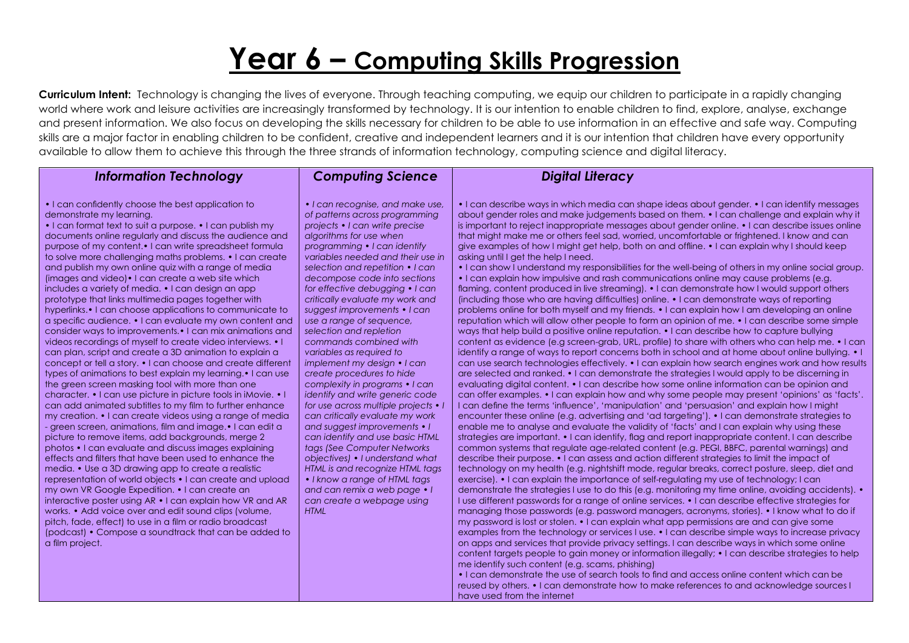# Year 6 – Computing Skills Progression

**Curriculum Intent:** Technology is changing the lives of everyone. Through teaching computing, we equip our children to participate in a rapidly changing world where work and leisure activities are increasingly transformed by technology. It is our intention to enable children to find, explore, analyse, exchange and present information. We also focus on developing the skills necessary for children to be able to use information in an effective and safe way. Computing skills are a major factor in enabling children to be confident, creative and independent learners and it is our intention that children have every opportunity available to allow them to achieve this through the three strands of information technology, computing science and digital literacy.

| *Information Technology* | *Computing Science* | *Digital Literacy* |
| --- | --- | --- |
| • I can confidently choose the best application to demonstrate my learning. • I can format text to suit a purpose. • I can publish my documents online regularly and discuss the audience and purpose of my content.• I can write spreadsheet formula to solve more challenging maths problems. • I can create and publish my own online quiz with a range of media (images and video)• I can create a web site which includes a variety of media. • I can design an app prototype that links multimedia pages together with hyperlinks.• I can choose applications to communicate to a specific audience. • I can evaluate my own content and consider ways to improvements.• I can mix animations and videos recordings of myself to create video interviews. • I can plan, script and create a 3D animation to explain a concept or tell a story. • I can choose and create different types of animations to best explain my learning.• I can use the green screen masking tool with more than one character. • I can use picture in picture tools in iMovie. • I can add animated subtitles to my film to further enhance my creation. • I can create videos using a range of media - green screen, animations, film and image.• I can edit a picture to remove items, add backgrounds, merge 2 photos • I can evaluate and discuss images explaining effects and filters that have been used to enhance the media. • Use a 3D drawing app to create a realistic representation of world objects • I can create and upload my own VR Google Expedition. • I can create an interactive poster using AR • I can explain how VR and AR works. • Add voice over and edit sound clips (volume, pitch, fade, effect) to use in a film or radio broadcast (podcast) • Compose a soundtrack that can be added to a film project. | *• I can recognise, and make use, of patterns across programming projects • I can write precise algorithms for use when programming • I can identify variables needed and their use in selection and repetition • I can decompose code into sections for effective debugging • I can critically evaluate my work and suggest improvements • I can use a range of sequence, selection and repletion commands combined with variables as required to implement my design • I can create procedures to hide complexity in programs • I can identify and write generic code for use across multiple projects • I can critically evaluate my work and suggest improvements • I can identify and use basic HTML tags (See Computer Networks objectives) • I understand what HTML is and recognize HTML tags • I know a range of HTML tags and can remix a web page • I can create a webpage using HTML* | • I can describe ways in which media can shape ideas about gender. • I can identify messages about gender roles and make judgements based on them. • I can challenge and explain why it is important to reject inappropriate messages about gender online. • I can describe issues online that might make me or others feel sad, worried, uncomfortable or frightened. I know and can give examples of how I might get help, both on and offline. • I can explain why I should keep asking until I get the help I need. • I can show I understand my responsibilities for the well-being of others in my online social group. • I can explain how impulsive and rash communications online may cause problems (e.g. flaming, content produced in live streaming). • I can demonstrate how I would support others (including those who are having difficulties) online. • I can demonstrate ways of reporting problems online for both myself and my friends. • I can explain how I am developing an online reputation which will allow other people to form an opinion of me. • I can describe some simple ways that help build a positive online reputation. • I can describe how to capture bullying content as evidence (e.g screen-grab, URL, profile) to share with others who can help me. • I can identify a range of ways to report concerns both in school and at home about online bullying. • I can use search technologies effectively. • I can explain how search engines work and how results are selected and ranked. • I can demonstrate the strategies I would apply to be discerning in evaluating digital content. • I can describe how some online information can be opinion and can offer examples. • I can explain how and why some people may present 'opinions' as 'facts'. I can define the terms 'influence', 'manipulation' and 'persuasion' and explain how I might encounter these online (e.g. advertising and 'ad targeting'). • I can demonstrate strategies to enable me to analyse and evaluate the validity of 'facts' and I can explain why using these strategies are important. • I can identify, flag and report inappropriate content. I can describe common systems that regulate age-related content (e.g. PEGI, BBFC, parental warnings) and describe their purpose. • I can assess and action different strategies to limit the impact of technology on my health (e.g. nightshift mode, regular breaks, correct posture, sleep, diet and exercise). • I can explain the importance of self-regulating my use of technology; I can demonstrate the strategies I use to do this (e.g. monitoring my time online, avoiding accidents). • I use different passwords for a range of online services. • I can describe effective strategies for managing those passwords (e.g. password managers, acronyms, stories). • I know what to do if my password is lost or stolen. • I can explain what app permissions are and can give some examples from the technology or services I use. • I can describe simple ways to increase privacy on apps and services that provide privacy settings. I can describe ways in which some online content targets people to gain money or information illegally; • I can describe strategies to help me identify such content (e.g. scams, phishing) • I can demonstrate the use of search tools to find and access online content which can be reused by others. • I can demonstrate how to make references to and acknowledge sources I have used from the internet |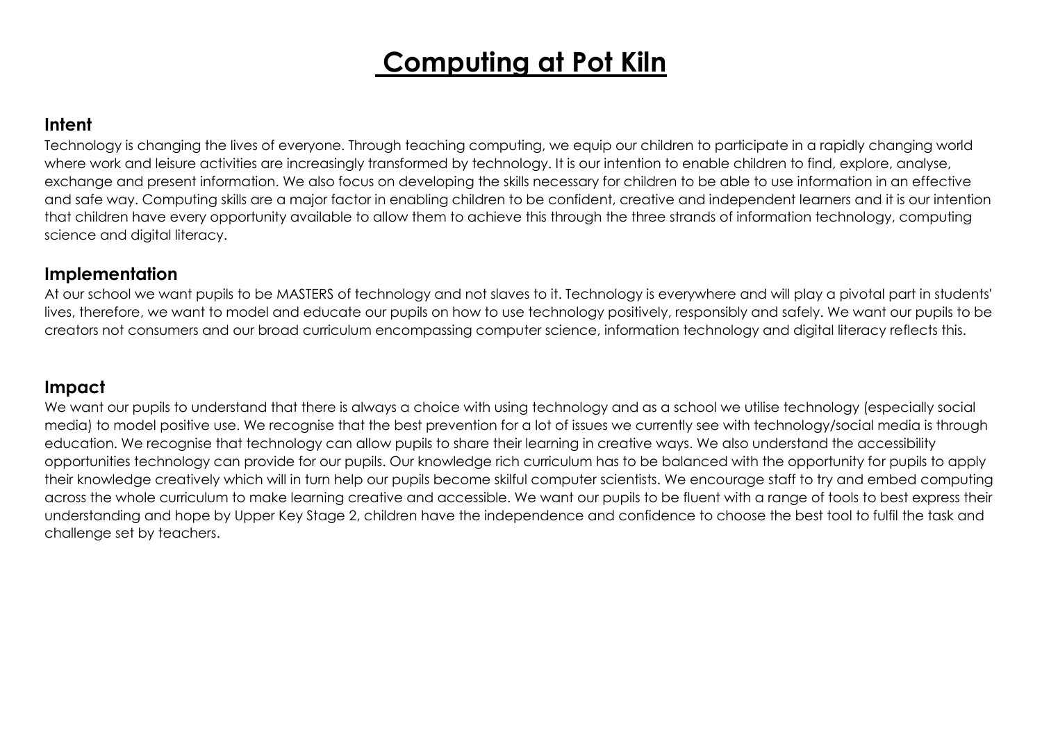# Computing at Pot Kiln

## Intent

Technology is changing the lives of everyone. Through teaching computing, we equip our children to participate in a rapidly changing world where work and leisure activities are increasingly transformed by technology. It is our intention to enable children to find, explore, analyse, exchange and present information. We also focus on developing the skills necessary for children to be able to use information in an effective and safe way. Computing skills are a major factor in enabling children to be confident, creative and independent learners and it is our intention that children have every opportunity available to allow them to achieve this through the three strands of information technology, computing science and digital literacy.

## Implementation

At our school we want pupils to be MASTERS of technology and not slaves to it. Technology is everywhere and will play a pivotal part in students' lives, therefore, we want to model and educate our pupils on how to use technology positively, responsibly and safely. We want our pupils to be creators not consumers and our broad curriculum encompassing computer science, information technology and digital literacy reflects this.

## Impact

We want our pupils to understand that there is always a choice with using technology and as a school we utilise technology (especially social media) to model positive use. We recognise that the best prevention for a lot of issues we currently see with technology/social media is through education. We recognise that technology can allow pupils to share their learning in creative ways. We also understand the accessibility opportunities technology can provide for our pupils. Our knowledge rich curriculum has to be balanced with the opportunity for pupils to apply their knowledge creatively which will in turn help our pupils become skilful computer scientists. We encourage staff to try and embed computing across the whole curriculum to make learning creative and accessible. We want our pupils to be fluent with a range of tools to best express their understanding and hope by Upper Key Stage 2, children have the independence and confidence to choose the best tool to fulfil the task and challenge set by teachers.